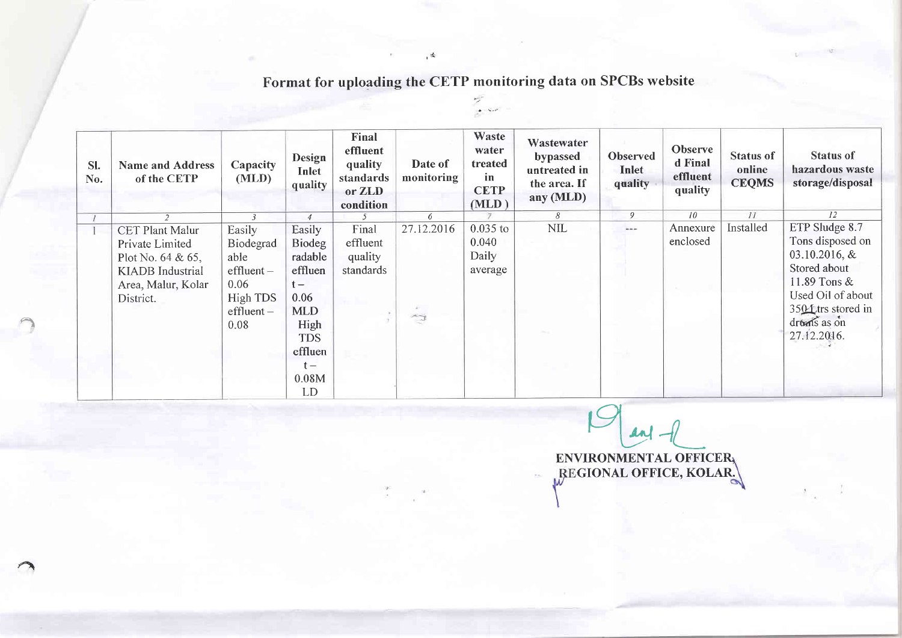# Format for uploading the CETP monitoring data on SPCBs website

| Sl. No. | Name and Address of the CETP | Capacity (MLD) | Design Inlet quality | Final effluent quality standards or ZLD condition | Date of monitoring | Waste water treated in CETP (MLD) | Wastewater bypassed untreated in the area. If any (MLD) | Observed Inlet quality | Observed Final effluent quality | Status of online CEQMS | Status of hazardous waste storage/disposal |
|---|---|---|---|---|---|---|---|---|---|---|---|
| 1 | 2 | 3 | 4 | 5 | 6 | 7 | 8 | 9 | 10 | 11 | 12 |
| 1 | CET Plant Malur Private Limited Plot No. 64 & 65, KIADB Industrial Area, Malur, Kolar District. | Easily Biodegradable effluent – 0.06 High TDS effluent – 0.08 | Easily Biodegradable effluent – 0.06 MLD High TDS effluent – 0.08MLD | Final effluent quality standards | 27.12.2016 | 0.035 to 0.040 Daily average | NIL | --- | Annexure enclosed | Installed | ETP Sludge 8.7 Tons disposed on 03.10.2016, & Stored about 11.89 Tons & Used Oil of about 350 Ltrs stored in drums as on 27.12.2016. |

ENVIRONMENTAL OFFICER,
REGIONAL OFFICE, KOLAR.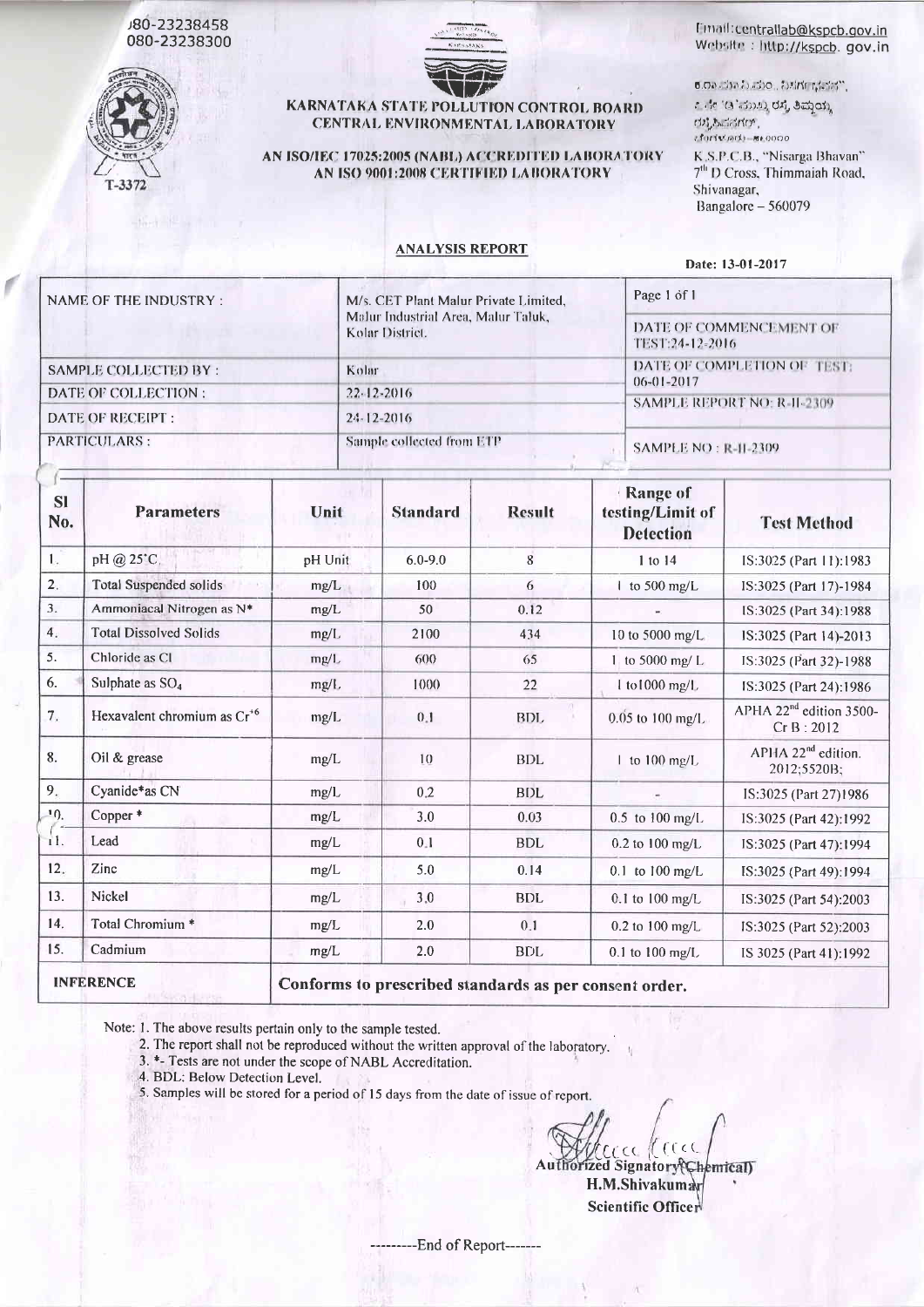080-23238458
080-23238300

T-3372

Email: centrallab@kspcb.gov.in
Website : http://kspcb.gov.in

**KARNATAKA STATE POLLUTION CONTROL BOARD**
**CENTRAL ENVIRONMENTAL LABORATORY**

**AN ISO/IEC 17025:2005 (NABL) ACCREDITED LABORATORY**
**AN ISO 9001:2008 CERTIFIED LABORATORY**

K.S.P.C.B., "Nisarga Bhavan"
7th D Cross, Thimmaiah Road,
Shivanagar,
Bangalore – 560079

## ANALYSIS REPORT

**Date: 13-01-2017**

| | | |
|---|---|---|
| NAME OF THE INDUSTRY : | M/s. CET Plant Malur Private Limited, Malur Industrial Area, Malur Taluk, Kolar District. | Page 1 of 1 |
| | | DATE OF COMMENCEMENT OF TEST:24-12-2016 |
| SAMPLE COLLECTED BY : | Kolar | DATE OF COMPLETION OF TEST: 06-01-2017 |
| DATE OF COLLECTION : | 22-12-2016 | SAMPLE REPORT NO: R-II-2309 |
| DATE OF RECEIPT : | 24-12-2016 | |
| PARTICULARS : | Sample collected from ETP | SAMPLE NO : R-II-2309 |

| Sl No. | Parameters | Unit | Standard | Result | Range of testing/Limit of Detection | Test Method |
|---|---|---|---|---|---|---|
| 1. | pH @ 25°C | pH Unit | 6.0-9.0 | 8 | 1 to 14 | IS:3025 (Part 11):1983 |
| 2. | Total Suspended solids | mg/L | 100 | 6 | 1 to 500 mg/L | IS:3025 (Part 17)-1984 |
| 3. | Ammoniacal Nitrogen as N* | mg/L | 50 | 0.12 | - | IS:3025 (Part 34):1988 |
| 4. | Total Dissolved Solids | mg/L | 2100 | 434 | 10 to 5000 mg/L | IS:3025 (Part 14)-2013 |
| 5. | Chloride as Cl | mg/L | 600 | 65 | 1 to 5000 mg/ L | IS:3025 (Part 32)-1988 |
| 6. | Sulphate as $SO_4$ | mg/L | 1000 | 22 | 1 to1000 mg/L | IS:3025 (Part 24):1986 |
| 7. | Hexavalent chromium as $Cr^{+6}$ | mg/L | 0.1 | BDL | 0.05 to 100 mg/L | APHA 22nd edition 3500-Cr B : 2012 |
| 8. | Oil & grease | mg/L | 10 | BDL | 1 to 100 mg/L | APHA 22nd edition. 2012;5520B; |
| 9. | Cyanide*as CN | mg/L | 0.2 | BDL | - | IS:3025 (Part 27)1986 |
| 10. | Copper * | mg/L | 3.0 | 0.03 | 0.5 to 100 mg/L | IS:3025 (Part 42):1992 |
| 11. | Lead | mg/L | 0.1 | BDL | 0.2 to 100 mg/L | IS:3025 (Part 47):1994 |
| 12. | Zinc | mg/L | 5.0 | 0.14 | 0.1 to 100 mg/L | IS:3025 (Part 49):1994 |
| 13. | Nickel | mg/L | 3.0 | BDL | 0.1 to 100 mg/L | IS:3025 (Part 54):2003 |
| 14. | Total Chromium * | mg/L | 2.0 | 0.1 | 0.2 to 100 mg/L | IS:3025 (Part 52):2003 |
| 15. | Cadmium | mg/L | 2.0 | BDL | 0.1 to 100 mg/L | IS 3025 (Part 41):1992 |
| **INFERENCE** | **Conforms to prescribed standards as per consent order.** | | | | | |

Note: 1. The above results pertain only to the sample tested.
2. The report shall not be reproduced without the written approval of the laboratory.
3. *- Tests are not under the scope of NABL Accreditation.
4. BDL: Below Detection Level.
5. Samples will be stored for a period of 15 days from the date of issue of report.

**Authorized Signatory(Chemical)**
**H.M.Shivakumar**
**Scientific Officer**

---------End of Report-------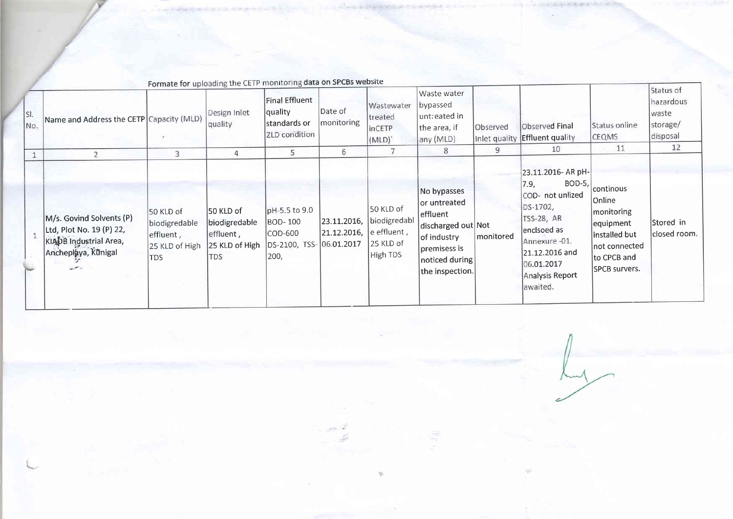Formate for uploading the CETP monitoring data on SPCBs website

| Sl. No. | Name and Address the CETP | Capacity (MLD) | Design Inlet quality | Final Effluent quality standards or ZLD condition | Date of monitoring | Wastewater treated inCETP (MLD)` | Waste water bypassed untreated in the area, if any (MLD) | Observed Inlet quality | Observed Final Effluent quality | Status online CEQMS | Status of hazardous waste storage/ disposal |
|---|---|---|---|---|---|---|---|---|---|---|---|
| 1 | 2 | 3 | 4 | 5 | 6 | 7 | 8 | 9 | 10 | 11 | 12 |
| 1 | M/s. Govind Solvents (P) Ltd, Plot No. 19 (P) 22, KIADB Industrial Area, Anchepalya, Kunigal | 50 KLD of biodigredable effluent, 25 KLD of High TDS | 50 KLD of biodigredable effluent, 25 KLD of High TDS | pH-5.5 to 9.0 BOD- 100 COD-600 DS-2100, TSS-200, | 23.11.2016, 21.12.2016, 06.01.2017 | 50 KLD of biodigredable effluent, 25 KLD of High TDS | No bypasses or untreated effluent discharged out of industry premisess is noticed during the inspection. | Not monitored | 23.11.2016- AR pH-7.9, BOD-5, COD- not unlized DS-1702, TSS-28, AR enclsoed as Annexure -01. 21.12.2016 and 06.01.2017 Analysis Report awaited. | continous Online monitoring equipment installed but not connected to CPCB and SPCB survers. | Stored in closed room. |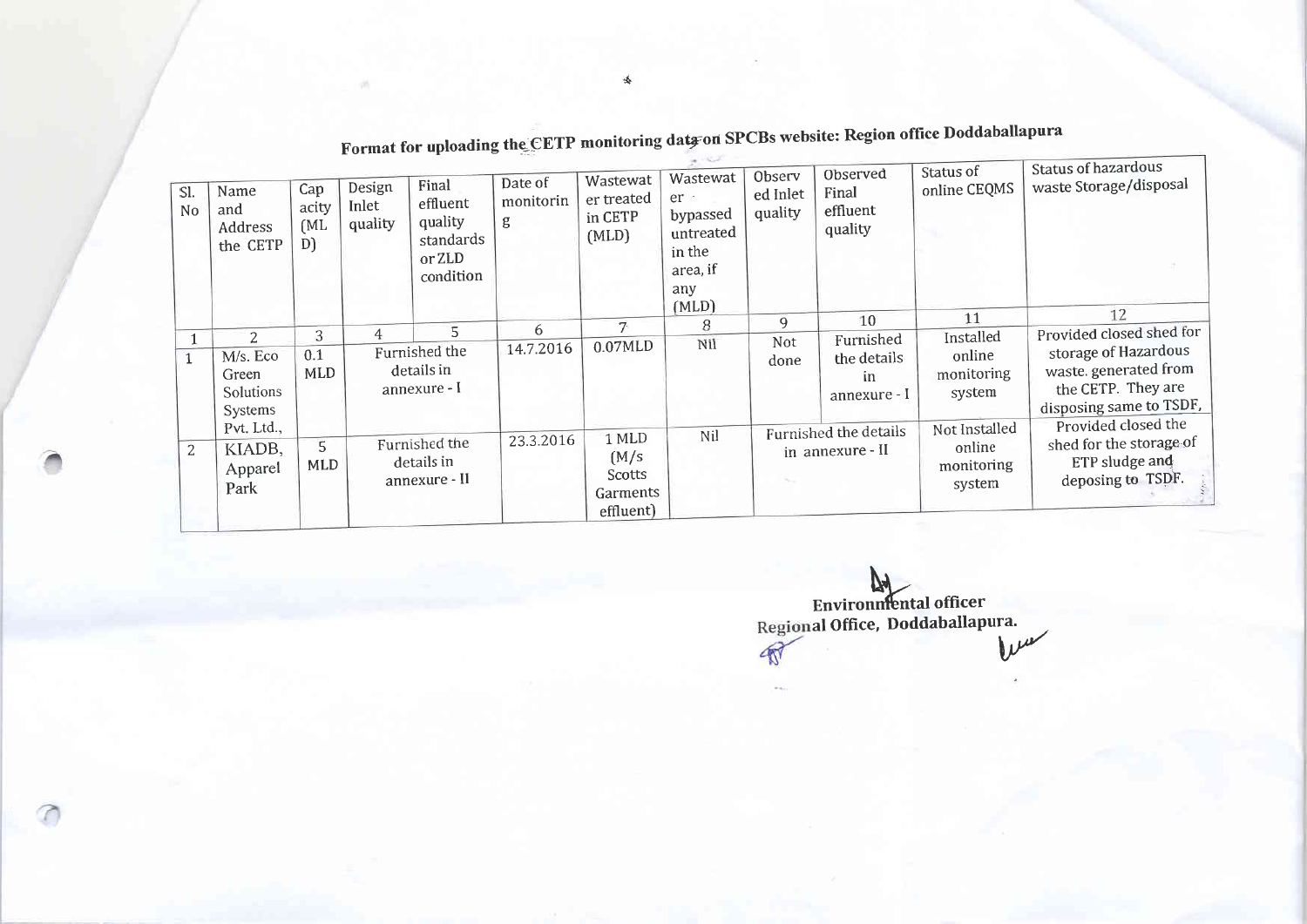## Format for uploading the CETP monitoring data on SPCBs website: Region office Doddaballapura

| Sl. No | Name and Address the CETP | Capacity (MLD) | Design Inlet quality | Final effluent quality standards or ZLD condition | Date of monitoring | Wastewater treated in CETP (MLD) | Wastewater bypassed untreated in the area, if any (MLD) | Observed Inlet quality | Observed Final effluent quality | Status of online CEQMS | Status of hazardous waste Storage/disposal |
|---|---|---|---|---|---|---|---|---|---|---|---|
| 1 | 2 | 3 | 4 | 5 | 6 | 7 | 8 | 9 | 10 | 11 | 12 |
| 1 | M/s. Eco Green Solutions Systems Pvt. Ltd., | 0.1 MLD | Furnished the details in annexure - I | | 14.7.2016 | 0.07MLD | Nil | Not done | Furnished the details in annexure - I | Installed online monitoring system | Provided closed shed for storage of Hazardous waste. generated from the CETP. They are disposing same to TSDF, |
| 2 | KIADB, Apparel Park | 5 MLD | Furnished the details in annexure - II | | 23.3.2016 | 1 MLD (M/s Scotts Garments effluent) | Nil | Furnished the details in annexure - II | | Not Installed online monitoring system | Provided closed the shed for the storage of ETP sludge and deposing to TSDF. |

Environmental officer
Regional Office, Doddaballapura.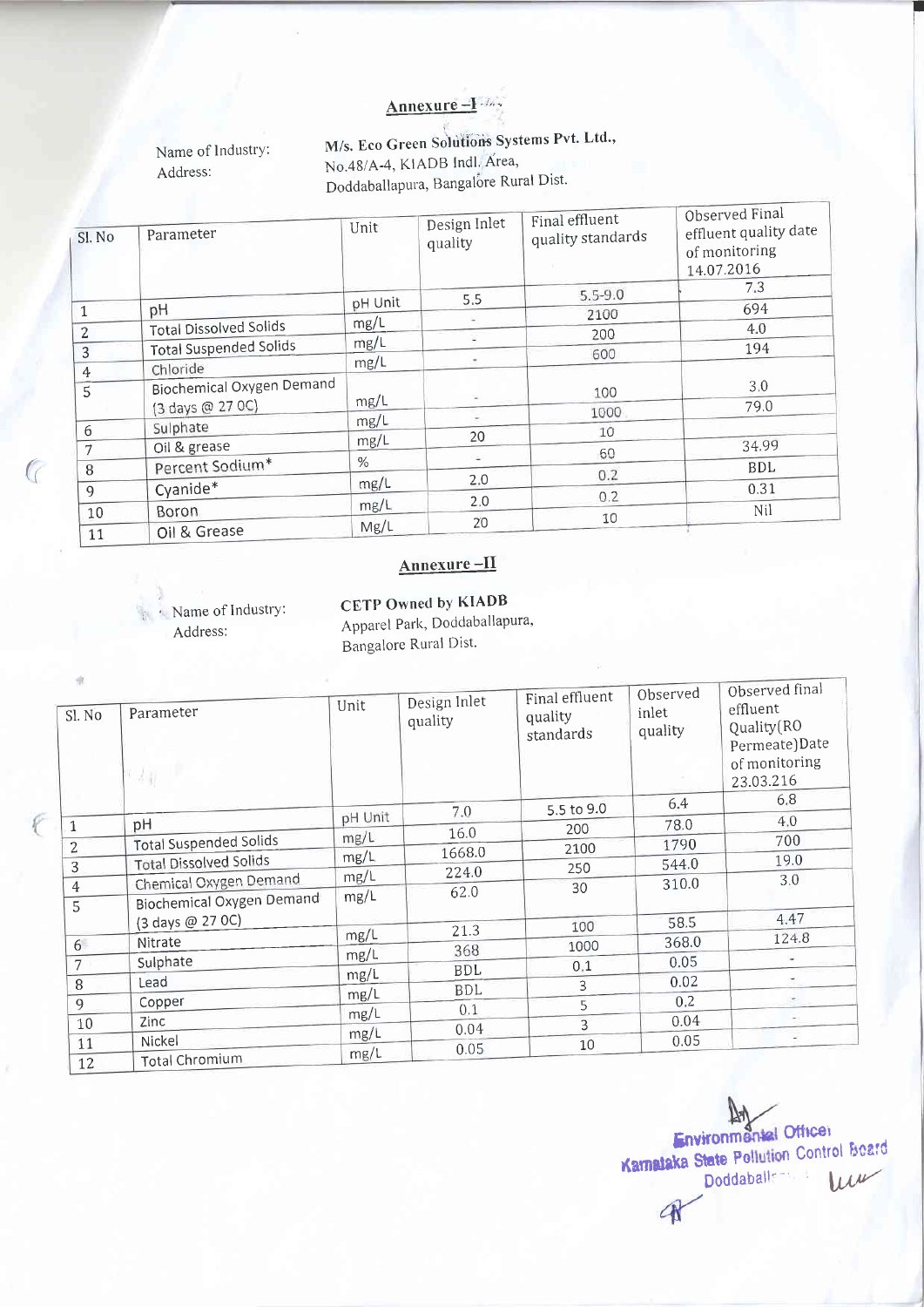## Annexure –I

Name of Industry: **M/s. Eco Green Solutions Systems Pvt. Ltd.,**
Address: No.48/A-4, KIADB Indl. Area, Doddaballapura, Bangalore Rural Dist.

| Sl. No | Parameter | Unit | Design Inlet quality | Final effluent quality standards | Observed Final effluent quality date of monitoring 14.07.2016 |
|---|---|---|---|---|---|
| 1 | pH | pH Unit | 5.5 | 5.5-9.0 | 7.3 |
| 2 | Total Dissolved Solids | mg/L | - | 2100 | 694 |
| 3 | Total Suspended Solids | mg/L | - | 200 | 4.0 |
| 4 | Chloride | mg/L | - | 600 | 194 |
| 5 | Biochemical Oxygen Demand (3 days @ 27 0C) | mg/L | - | 100 | 3.0 |
| 6 | Sulphate | mg/L | - | 1000 | 79.0 |
| 7 | Oil & grease | mg/L | 20 | 10 | |
| 8 | Percent Sodium* | % | - | 60 | 34.99 |
| 9 | Cyanide* | mg/L | 2.0 | 0.2 | BDL |
| 10 | Boron | mg/L | 2.0 | 0.2 | 0.31 |
| 11 | Oil & Grease | Mg/L | 20 | 10 | Nil |

## Annexure –II

Name of Industry: **CETP Owned by KIADB**
Address: Apparel Park, Doddaballapura, Bangalore Rural Dist.

| Sl. No | Parameter | Unit | Design Inlet quality | Final effluent quality standards | Observed inlet quality | Observed final effluent Quality(RO Permeate)Date of monitoring 23.03.216 |
|---|---|---|---|---|---|---|
| 1 | pH | pH Unit | 7.0 | 5.5 to 9.0 | 6.4 | 6.8 |
| 2 | Total Suspended Solids | mg/L | 16.0 | 200 | 78.0 | 4.0 |
| 3 | Total Dissolved Solids | mg/L | 1668.0 | 2100 | 1790 | 700 |
| 4 | Chemical Oxygen Demand | mg/L | 224.0 | 250 | 544.0 | 19.0 |
| 5 | Biochemical Oxygen Demand (3 days @ 27 0C) | mg/L | 62.0 | 30 | 310.0 | 3.0 |
| 6 | Nitrate | mg/L | 21.3 | 100 | 58.5 | 4.47 |
| 7 | Sulphate | mg/L | 368 | 1000 | 368.0 | 124.8 |
| 8 | Lead | mg/L | BDL | 0.1 | 0.05 | - |
| 9 | Copper | mg/L | BDL | 3 | 0.02 | - |
| 10 | Zinc | mg/L | 0.1 | 5 | 0.2 | - |
| 11 | Nickel | mg/L | 0.04 | 3 | 0.04 | - |
| 12 | Total Chromium | mg/L | 0.05 | 10 | 0.05 | - |

Environmental Officer
Karnataka State Pollution Control Board
Doddaballapura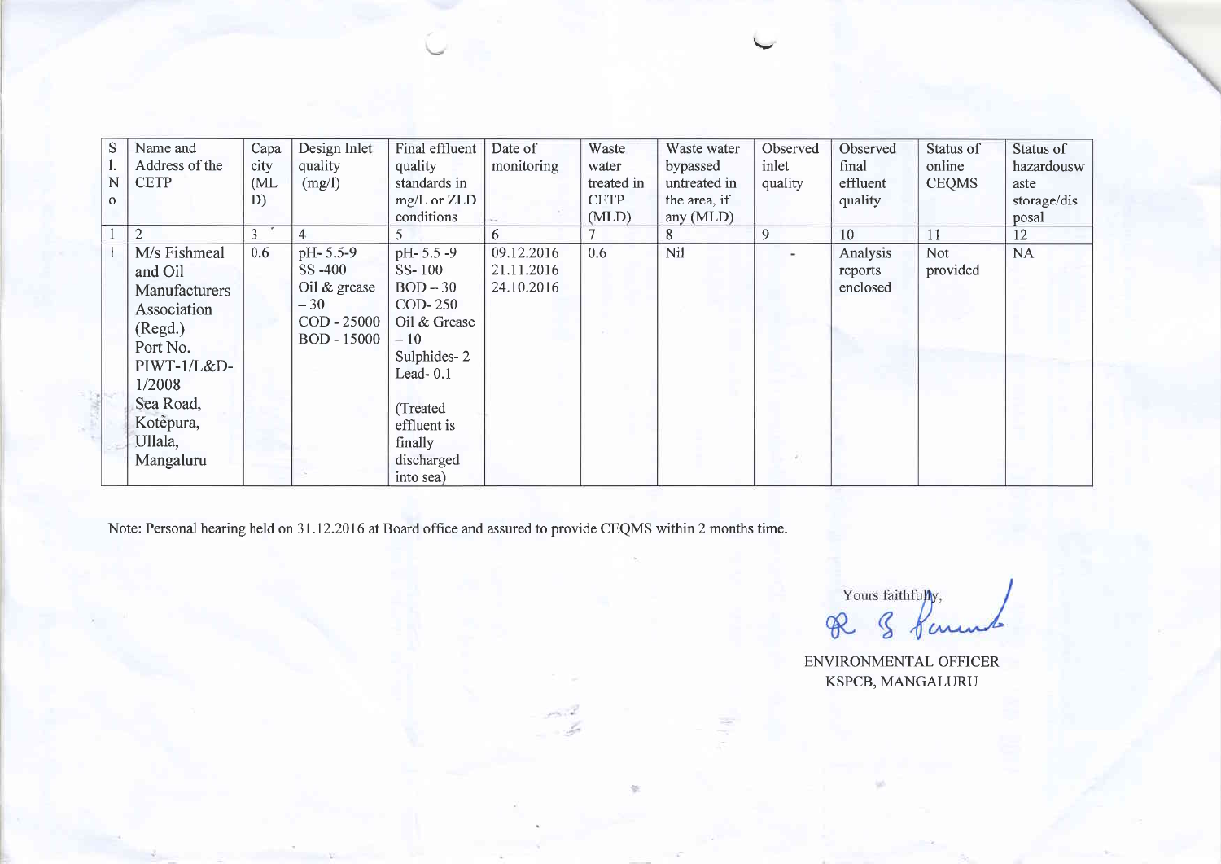| Sl. No | Name and Address of the CETP | Capacity (MLD) | Design Inlet quality (mg/l) | Final effluent quality standards in mg/L or ZLD conditions | Date of monitoring | Waste water treated in CETP (MLD) | Waste water bypassed untreated in the area, if any (MLD) | Observed inlet quality | Observed final effluent quality | Status of online CEQMS | Status of hazardous waste storage/disposal |
|---|---|---|---|---|---|---|---|---|---|---|---|
| 1 | 2 | 3 | 4 | 5 | 6 | 7 | 8 | 9 | 10 | 11 | 12 |
| 1 | M/s Fishmeal and Oil Manufacturers Association (Regd.) Port No. PIWT-1/L&D-1/2008 Sea Road, Kotepura, Ullala, Mangaluru | 0.6 | pH- 5.5-9 SS -400 Oil & grease – 30 COD - 25000 BOD - 15000 | pH- 5.5 -9 SS- 100 BOD – 30 COD- 250 Oil & Grease – 10 Sulphides- 2 Lead- 0.1 (Treated effluent is finally discharged into sea) | 09.12.2016 21.11.2016 24.10.2016 | 0.6 | Nil | - | Analysis reports enclosed | Not provided | NA |

Note: Personal hearing held on 31.12.2016 at Board office and assured to provide CEQMS within 2 months time.

Yours faithfully,

ENVIRONMENTAL OFFICER
KSPCB, MANGALURU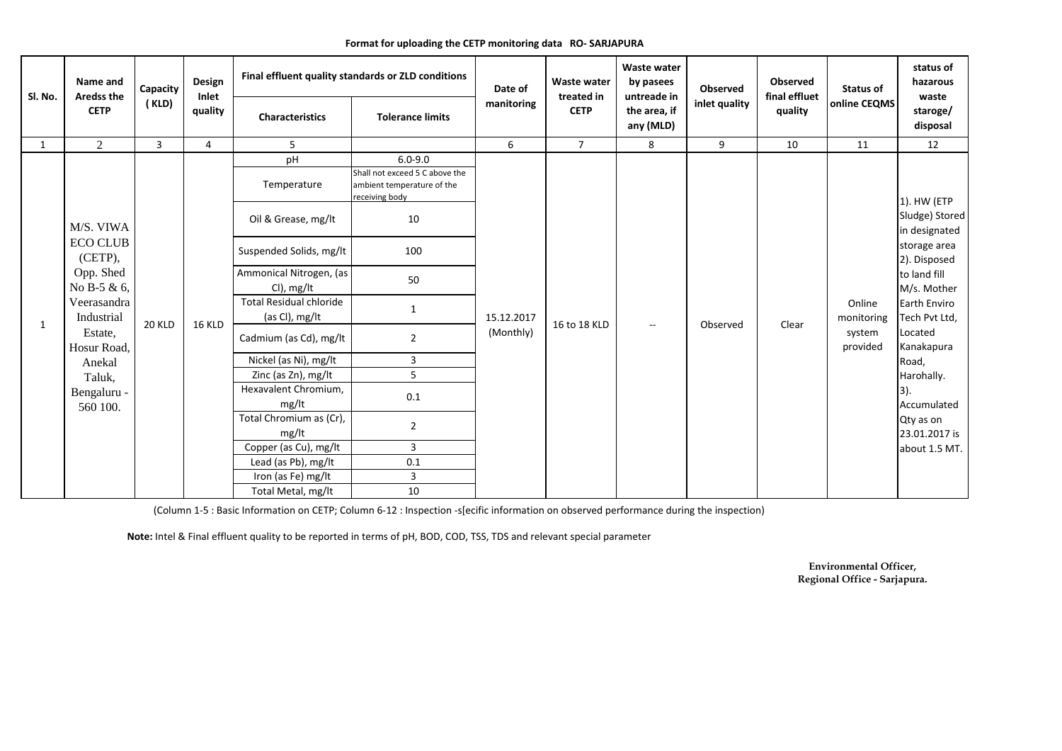**Format for uploading the CETP monitoring data RO- SARJAPURA**

| Sl. No. | Name and Aredss the CETP | Capacity ( KLD) | Design Inlet quality | Final effluent quality standards or ZLD conditions | | Date of manitoring | Waste water treated in CETP | Waste water by pasees untreade in the area, if any (MLD) | Observed inlet quality | Observed final effluet quality | Status of online CEQMS | status of hazarous waste staroge/ disposal |
|---|---|---|---|---|---|---|---|---|---|---|---|---|
| | | | | Characteristics | Tolerance limits | | | | | | | |
| 1 | 2 | 3 | 4 | 5 | | 6 | 7 | 8 | 9 | 10 | 11 | 12 |
| 1 | M/S. VIWA ECO CLUB (CETP), Opp. Shed No B-5 & 6, Veerasandra Industrial Estate, Hosur Road, Anekal Taluk, Bengaluru - 560 100. | 20 KLD | 16 KLD | pH | 6.0-9.0 | 15.12.2017 (Monthly) | 16 to 18 KLD | -- | Observed | Clear | Online monitoring system provided | 1). HW (ETP Sludge) Stored in designated storage area 2). Disposed to land fill M/s. Mother Earth Enviro Tech Pvt Ltd, Located Kanakapura Road, Harohally. 3). Accumulated Qty as on 23.01.2017 is about 1.5 MT. |
| | | | | Temperature | Shall not exceed 5 C above the ambient temperature of the receiving body | | | | | | | |
| | | | | Oil & Grease, mg/lt | 10 | | | | | | | |
| | | | | Suspended Solids, mg/lt | 100 | | | | | | | |
| | | | | Ammonical Nitrogen, (as Cl), mg/lt | 50 | | | | | | | |
| | | | | Total Residual chloride (as Cl), mg/lt | 1 | | | | | | | |
| | | | | Cadmium (as Cd), mg/lt | 2 | | | | | | | |
| | | | | Nickel (as Ni), mg/lt | 3 | | | | | | | |
| | | | | Zinc (as Zn), mg/lt | 5 | | | | | | | |
| | | | | Hexavalent Chromium, mg/lt | 0.1 | | | | | | | |
| | | | | Total Chromium as (Cr), mg/lt | 2 | | | | | | | |
| | | | | Copper (as Cu), mg/lt | 3 | | | | | | | |
| | | | | Lead (as Pb), mg/lt | 0.1 | | | | | | | |
| | | | | Iron (as Fe) mg/lt | 3 | | | | | | | |
| | | | | Total Metal, mg/lt | 10 | | | | | | | |

(Column 1-5 : Basic Information on CETP; Column 6-12 : Inspection -s[ecific information on observed performance during the inspection)

**Note:** Intel & Final effluent quality to be reported in terms of pH, BOD, COD, TSS, TDS and relevant special parameter

**Environmental Officer,**
**Regional Office - Sarjapura.**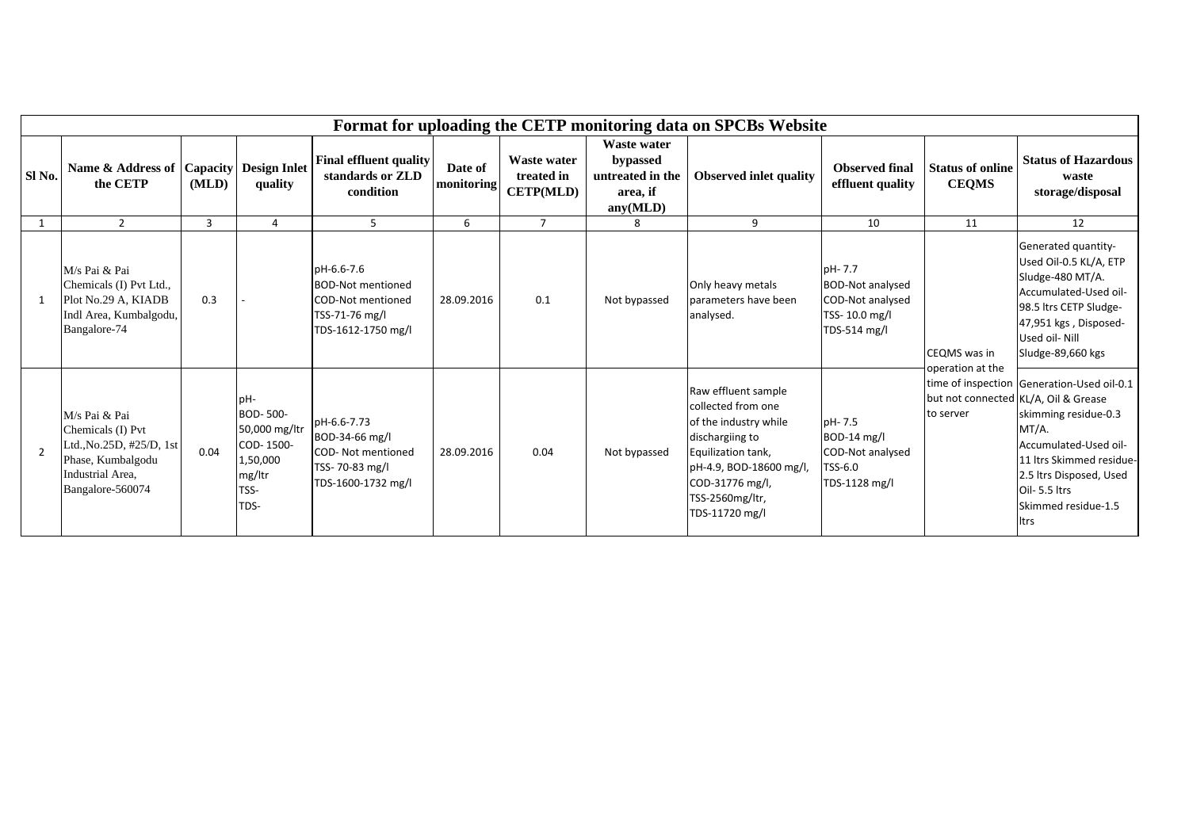# Format for uploading the CETP monitoring data on SPCBs Website

| Sl No. | Name & Address of the CETP | Capacity (MLD) | Design Inlet quality | Final effluent quality standards or ZLD condition | Date of monitoring | Waste water treated in CETP(MLD) | Waste water bypassed untreated in the area, if any(MLD) | Observed inlet quality | Observed final effluent quality | Status of online CEQMS | Status of Hazardous waste storage/disposal |
|---|---|---|---|---|---|---|---|---|---|---|---|
| 1 | 2 | 3 | 4 | 5 | 6 | 7 | 8 | 9 | 10 | 11 | 12 |
| 1 | M/s Pai & Pai Chemicals (I) Pvt Ltd., Plot No.29 A, KIADB Indl Area, Kumbalgodu, Bangalore-74 | 0.3 | - | pH-6.6-7.6<br>BOD-Not mentioned<br>COD-Not mentioned<br>TSS-71-76 mg/l<br>TDS-1612-1750 mg/l | 28.09.2016 | 0.1 | Not bypassed | Only heavy metals parameters have been analysed. | pH- 7.7<br>BOD-Not analysed<br>COD-Not analysed<br>TSS- 10.0 mg/l<br>TDS-514 mg/l | CEQMS was in operation at the time of inspection but not connected to server | Generated quantity- Used Oil-0.5 KL/A, ETP Sludge-480 MT/A. Accumulated-Used oil- 98.5 ltrs CETP Sludge- 47,951 kgs , Disposed- Used oil- Nill Sludge-89,660 kgs |
| 2 | M/s Pai & Pai Chemicals (I) Pvt Ltd.,No.25D, #25/D, 1st Phase, Kumbalgodu Industrial Area, Bangalore-560074 | 0.04 | pH-<br>BOD- 500-50,000 mg/ltr<br>COD- 1500-1,50,000 mg/ltr<br>TSS-<br>TDS- | pH-6.6-7.73<br>BOD-34-66 mg/l<br>COD- Not mentioned<br>TSS- 70-83 mg/l<br>TDS-1600-1732 mg/l | 28.09.2016 | 0.04 | Not bypassed | Raw effluent sample collected from one of the industry while dischargiing to Equilization tank, pH-4.9, BOD-18600 mg/l, COD-31776 mg/l, TSS-2560mg/ltr, TDS-11720 mg/l | pH- 7.5<br>BOD-14 mg/l<br>COD-Not analysed<br>TSS-6.0<br>TDS-1128 mg/l | | Generation-Used oil-0.1 KL/A, Oil & Grease skimming residue-0.3 MT/A. Accumulated-Used oil- 11 ltrs Skimmed residue- 2.5 ltrs Disposed, Used Oil- 5.5 ltrs Skimmed residue-1.5 ltrs |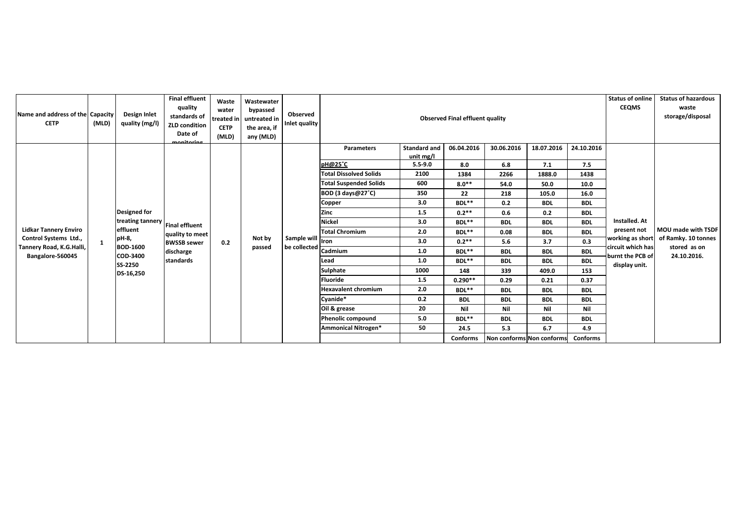| Name and address of the CETP | Capacity (MLD) | Design Inlet quality (mg/l) | Final effluent quality standards of ZLD condition Date of monitoring | Waste water treated in CETP (MLD) | Wastewater bypassed untreated in the area, if any (MLD) | Observed Inlet quality | Observed Final effluent quality | | | | | | Status of online CEQMS | Status of hazardous waste storage/disposal |
|---|---|---|---|---|---|---|---|---|---|---|---|---|---|---|
| | | | | | | | Parameters | Standard and unit mg/l | 06.04.2016 | 30.06.2016 | 18.07.2016 | 24.10.2016 | | |
| Lidkar Tannery Enviro Control Systems Ltd., Tannery Road, K.G.Halli, Bangalore-560045 | 1 | Designed for treating tannery effluent pH-8, BOD-1600 COD-3400 SS-2250 DS-16,250 | Final effluent quality to meet BWSSB sewer discharge standards | 0.2 | Not by passed | Sample will be collected | pH@25˚C | 5.5-9.0 | 8.0 | 6.8 | 7.1 | 7.5 | Installed. At present not working as short circuit which has burnt the PCB of display unit. | MOU made with TSDF of Ramky. 10 tonnes stored as on 24.10.2016. |
| | | | | | | | Total Dissolved Solids | 2100 | 1384 | 2266 | 1888.0 | 1438 | | |
| | | | | | | | Total Suspended Solids | 600 | 8.0** | 54.0 | 50.0 | 10.0 | | |
| | | | | | | | BOD (3 days@27˚C) | 350 | 22 | 218 | 105.0 | 16.0 | | |
| | | | | | | | Copper | 3.0 | BDL** | 0.2 | BDL | BDL | | |
| | | | | | | | Zinc | 1.5 | 0.2** | 0.6 | 0.2 | BDL | | |
| | | | | | | | Nickel | 3.0 | BDL** | BDL | BDL | BDL | | |
| | | | | | | | Total Chromium | 2.0 | BDL** | 0.08 | BDL | BDL | | |
| | | | | | | | Iron | 3.0 | 0.2** | 5.6 | 3.7 | 0.3 | | |
| | | | | | | | Cadmium | 1.0 | BDL** | BDL | BDL | BDL | | |
| | | | | | | | Lead | 1.0 | BDL** | BDL | BDL | BDL | | |
| | | | | | | | Sulphate | 1000 | 148 | 339 | 409.0 | 153 | | |
| | | | | | | | Fluoride | 1.5 | 0.290** | 0.29 | 0.21 | 0.37 | | |
| | | | | | | | Hexavalent chromium | 2.0 | BDL** | BDL | BDL | BDL | | |
| | | | | | | | Cyanide* | 0.2 | BDL | BDL | BDL | BDL | | |
| | | | | | | | Oil & grease | 20 | Nil | Nil | Nil | Nil | | |
| | | | | | | | Phenolic compound | 5.0 | BDL** | BDL | BDL | BDL | | |
| | | | | | | | Ammonical Nitrogen* | 50 | 24.5 | 5.3 | 6.7 | 4.9 | | |
| | | | | | | | | | Conforms | Non conforms | Non conforms | Conforms | | |